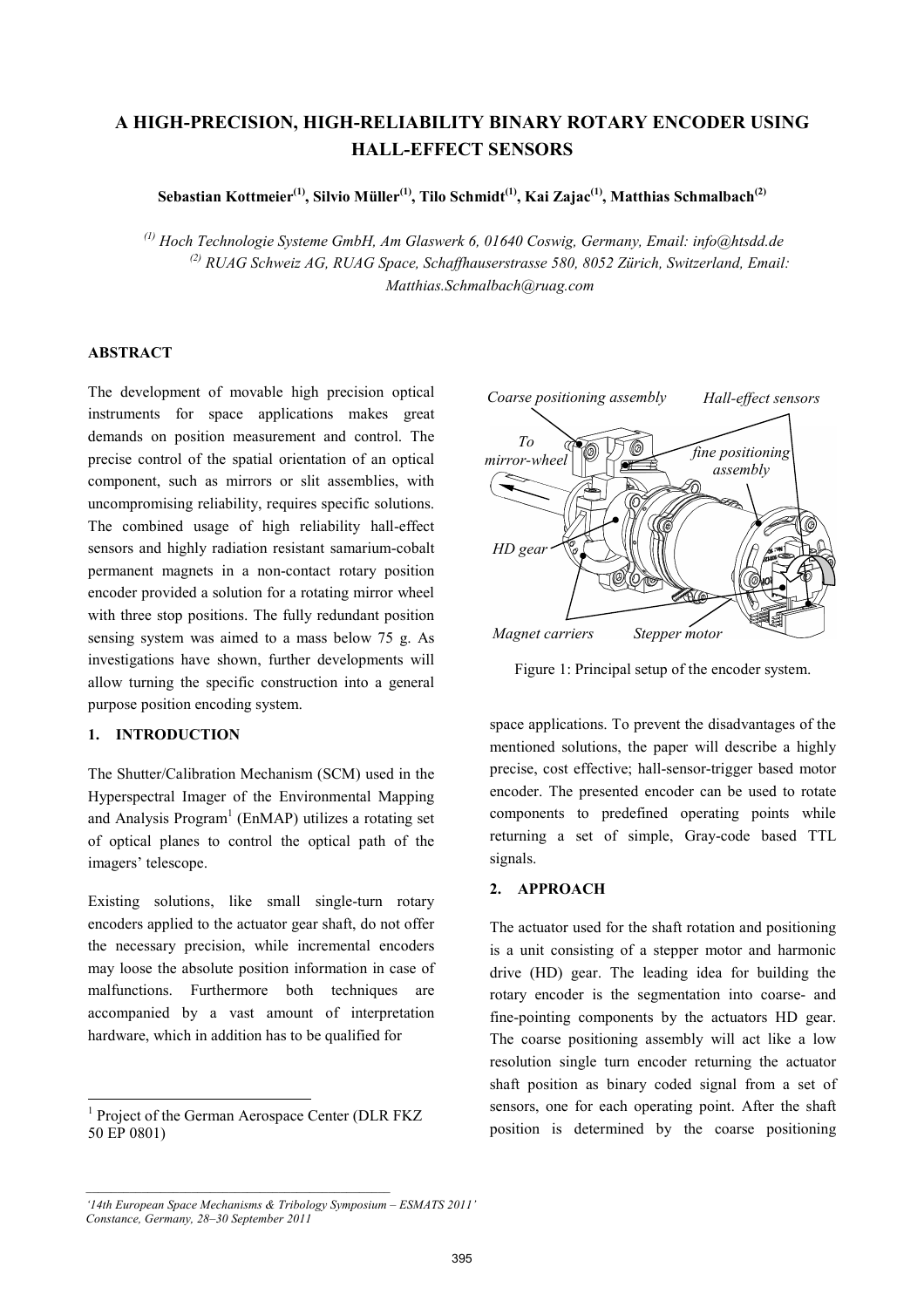# A HIGH-PRECISION, HIGH-RELIABILITY BINARY ROTARY ENCODER USING HALL-EFFECT SENSORS

**Sebastian Kottmeier[(1)], Silvio Müller[(1)], Tilo Schmidt[(1)], Kai Zajac[(1)], Matthias Schmalbach[(2)]**

*[(1)] Hoch Technologie Systeme GmbH, Am Glaswerk 6, 01640 Coswig, Germany, Email: info@htsdd.de*
*[(2)] RUAG Schweiz AG, RUAG Space, Schaffhauserstrasse 580, 8052 Zürich, Switzerland, Email: Matthias.Schmalbach@ruag.com*

## ABSTRACT

The development of movable high precision optical instruments for space applications makes great demands on position measurement and control. The precise control of the spatial orientation of an optical component, such as mirrors or slit assemblies, with uncompromising reliability, requires specific solutions. The combined usage of high reliability hall-effect sensors and highly radiation resistant samarium-cobalt permanent magnets in a non-contact rotary position encoder provided a solution for a rotating mirror wheel with three stop positions. The fully redundant position sensing system was aimed to a mass below 75 g. As investigations have shown, further developments will allow turning the specific construction into a general purpose position encoding system.

## 1. INTRODUCTION

The Shutter/Calibration Mechanism (SCM) used in the Hyperspectral Imager of the Environmental Mapping and Analysis Program[1] (EnMAP) utilizes a rotating set of optical planes to control the optical path of the imagers' telescope.

Existing solutions, like small single-turn rotary encoders applied to the actuator gear shaft, do not offer the necessary precision, while incremental encoders may loose the absolute position information in case of malfunctions. Furthermore both techniques are accompanied by a vast amount of interpretation hardware, which in addition has to be qualified for space applications. To prevent the disadvantages of the mentioned solutions, the paper will describe a highly precise, cost effective; hall-sensor-trigger based motor encoder. The presented encoder can be used to rotate components to predefined operating points while returning a set of simple, Gray-code based TTL signals.

[1] Project of the German Aerospace Center (DLR FKZ 50 EP 0801)

*Coarse positioning assembly* *Hall-effect sensors* *To mirror-wheel* *fine positioning assembly* *HD gear* *Magnet carriers* *Stepper motor*

Figure 1: Principal setup of the encoder system.

## 2. APPROACH

The actuator used for the shaft rotation and positioning is a unit consisting of a stepper motor and harmonic drive (HD) gear. The leading idea for building the rotary encoder is the segmentation into coarse- and fine-pointing components by the actuators HD gear. The coarse positioning assembly will act like a low resolution single turn encoder returning the actuator shaft position as binary coded signal from a set of sensors, one for each operating point. After the shaft position is determined by the coarse positioning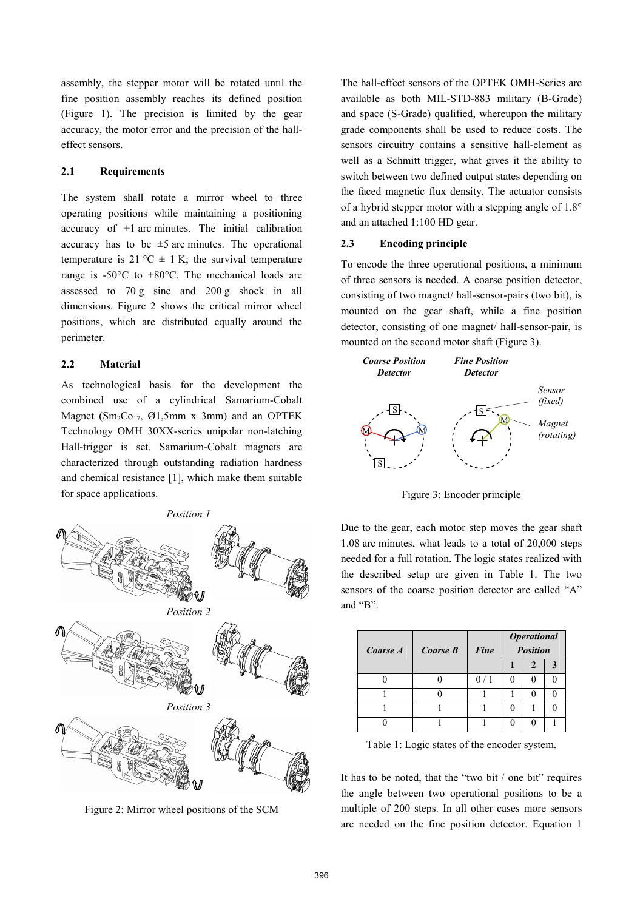assembly, the stepper motor will be rotated until the fine position assembly reaches its defined position (Figure 1). The precision is limited by the gear accuracy, the motor error and the precision of the hall-effect sensors.

## 2.1 Requirements

The system shall rotate a mirror wheel to three operating positions while maintaining a positioning accuracy of ±1 arc minutes. The initial calibration accuracy has to be ±5 arc minutes. The operational temperature is 21 °C ± 1 K; the survival temperature range is -50°C to +80°C. The mechanical loads are assessed to 70 g sine and 200 g shock in all dimensions. Figure 2 shows the critical mirror wheel positions, which are distributed equally around the perimeter.

## 2.2 Material

As technological basis for the development the combined use of a cylindrical Samarium-Cobalt Magnet ($Sm_2Co_{17}$, Ø1,5mm x 3mm) and an OPTEK Technology OMH 30XX-series unipolar non-latching Hall-trigger is set. Samarium-Cobalt magnets are characterized through outstanding radiation hardness and chemical resistance [1], which make them suitable for space applications.

*Position 1*

*Position 2*

*Position 3*

Figure 2: Mirror wheel positions of the SCM

The hall-effect sensors of the OPTEK OMH-Series are available as both MIL-STD-883 military (B-Grade) and space (S-Grade) qualified, whereupon the military grade components shall be used to reduce costs. The sensors circuitry contains a sensitive hall-element as well as a Schmitt trigger, what gives it the ability to switch between two defined output states depending on the faced magnetic flux density. The actuator consists of a hybrid stepper motor with a stepping angle of 1.8° and an attached 1:100 HD gear.

## 2.3 Encoding principle

To encode the three operational positions, a minimum of three sensors is needed. A coarse position detector, consisting of two magnet/ hall-sensor-pairs (two bit), is mounted on the gear shaft, while a fine position detector, consisting of one magnet/ hall-sensor-pair, is mounted on the second motor shaft (Figure 3).

*Coarse Position Detector* *Fine Position Detector* *Sensor (fixed)* *Magnet (rotating)*

Figure 3: Encoder principle

Due to the gear, each motor step moves the gear shaft 1.08 arc minutes, what leads to a total of 20,000 steps needed for a full rotation. The logic states realized with the described setup are given in Table 1. The two sensors of the coarse position detector are called “A” and “B”.

| *Coarse A* | *Coarse B* | *Fine* | *Operational Position* | | |
|---|---|---|---|---|---|
| | | | **1** | **2** | **3** |
| 0 | 0 | 0 / 1 | 0 | 0 | 0 |
| 1 | 0 | 1 | 1 | 0 | 0 |
| 1 | 1 | 1 | 0 | 1 | 0 |
| 0 | 1 | 1 | 0 | 0 | 1 |

Table 1: Logic states of the encoder system.

It has to be noted, that the “two bit / one bit” requires the angle between two operational positions to be a multiple of 200 steps. In all other cases more sensors are needed on the fine position detector. Equation 1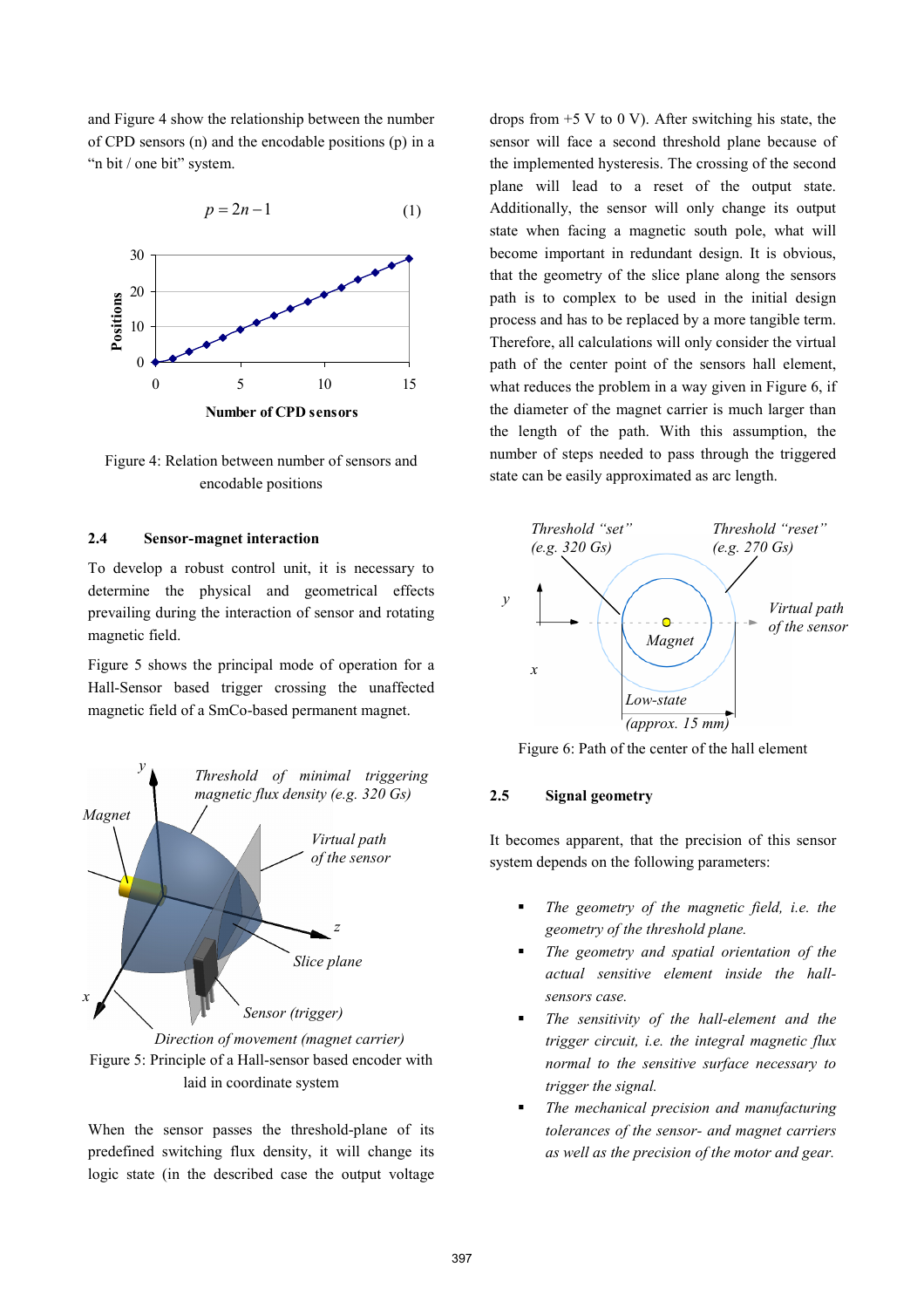and Figure 4 show the relationship between the number of CPD sensors (n) and the encodable positions (p) in a "n bit / one bit" system.

$$p = 2n - 1 \qquad (1)$$

Figure 4: Relation between number of sensors and encodable positions

### 2.4 Sensor-magnet interaction

To develop a robust control unit, it is necessary to determine the physical and geometrical effects prevailing during the interaction of sensor and rotating magnetic field.

Figure 5 shows the principal mode of operation for a Hall-Sensor based trigger crossing the unaffected magnetic field of a SmCo-based permanent magnet.

Figure 5: Principle of a Hall-sensor based encoder with laid in coordinate system

When the sensor passes the threshold-plane of its predefined switching flux density, it will change its logic state (in the described case the output voltage drops from +5 V to 0 V). After switching his state, the sensor will face a second threshold plane because of the implemented hysteresis. The crossing of the second plane will lead to a reset of the output state. Additionally, the sensor will only change its output state when facing a magnetic south pole, what will become important in redundant design. It is obvious, that the geometry of the slice plane along the sensors path is to complex to be used in the initial design process and has to be replaced by a more tangible term. Therefore, all calculations will only consider the virtual path of the center point of the sensors hall element, what reduces the problem in a way given in Figure 6, if the diameter of the magnet carrier is much larger than the length of the path. With this assumption, the number of steps needed to pass through the triggered state can be easily approximated as arc length.

Figure 6: Path of the center of the hall element

### 2.5 Signal geometry

It becomes apparent, that the precision of this sensor system depends on the following parameters:

- *The geometry of the magnetic field, i.e. the geometry of the threshold plane.*
- *The geometry and spatial orientation of the actual sensitive element inside the hall-sensors case.*
- *The sensitivity of the hall-element and the trigger circuit, i.e. the integral magnetic flux normal to the sensitive surface necessary to trigger the signal.*
- *The mechanical precision and manufacturing tolerances of the sensor- and magnet carriers as well as the precision of the motor and gear.*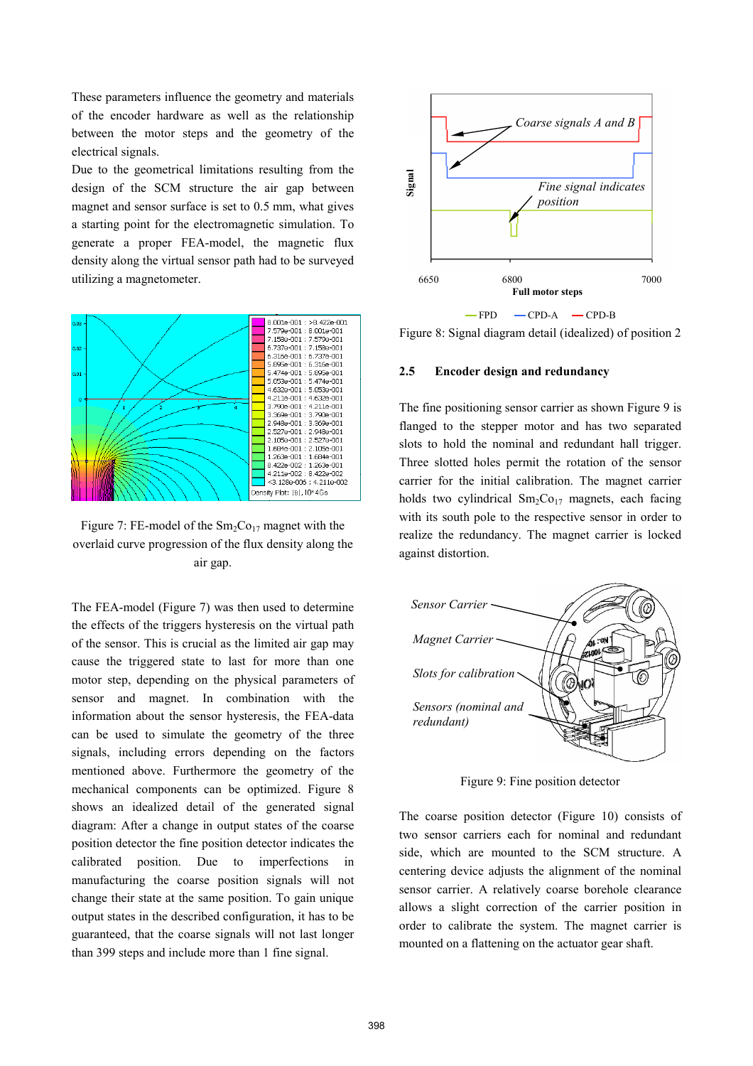These parameters influence the geometry and materials of the encoder hardware as well as the relationship between the motor steps and the geometry of the electrical signals.

Due to the geometrical limitations resulting from the design of the SCM structure the air gap between magnet and sensor surface is set to 0.5 mm, what gives a starting point for the electromagnetic simulation. To generate a proper FEA-model, the magnetic flux density along the virtual sensor path had to be surveyed utilizing a magnetometer.

Figure 7: FE-model of the $Sm_2Co_{17}$ magnet with the overlaid curve progression of the flux density along the air gap.

The FEA-model (Figure 7) was then used to determine the effects of the triggers hysteresis on the virtual path of the sensor. This is crucial as the limited air gap may cause the triggered state to last for more than one motor step, depending on the physical parameters of sensor and magnet. In combination with the information about the sensor hysteresis, the FEA-data can be used to simulate the geometry of the three signals, including errors depending on the factors mentioned above. Furthermore the geometry of the mechanical components can be optimized. Figure 8 shows an idealized detail of the generated signal diagram: After a change in output states of the coarse position detector the fine position detector indicates the calibrated position. Due to imperfections in manufacturing the coarse position signals will not change their state at the same position. To gain unique output states in the described configuration, it has to be guaranteed, that the coarse signals will not last longer than 399 steps and include more than 1 fine signal.

Figure 8: Signal diagram detail (idealized) of position 2

## 2.5 Encoder design and redundancy

The fine positioning sensor carrier as shown Figure 9 is flanged to the stepper motor and has two separated slots to hold the nominal and redundant hall trigger. Three slotted holes permit the rotation of the sensor carrier for the initial calibration. The magnet carrier holds two cylindrical $Sm_2Co_{17}$ magnets, each facing with its south pole to the respective sensor in order to realize the redundancy. The magnet carrier is locked against distortion.

Figure 9: Fine position detector

The coarse position detector (Figure 10) consists of two sensor carriers each for nominal and redundant side, which are mounted to the SCM structure. A centering device adjusts the alignment of the nominal sensor carrier. A relatively coarse borehole clearance allows a slight correction of the carrier position in order to calibrate the system. The magnet carrier is mounted on a flattening on the actuator gear shaft.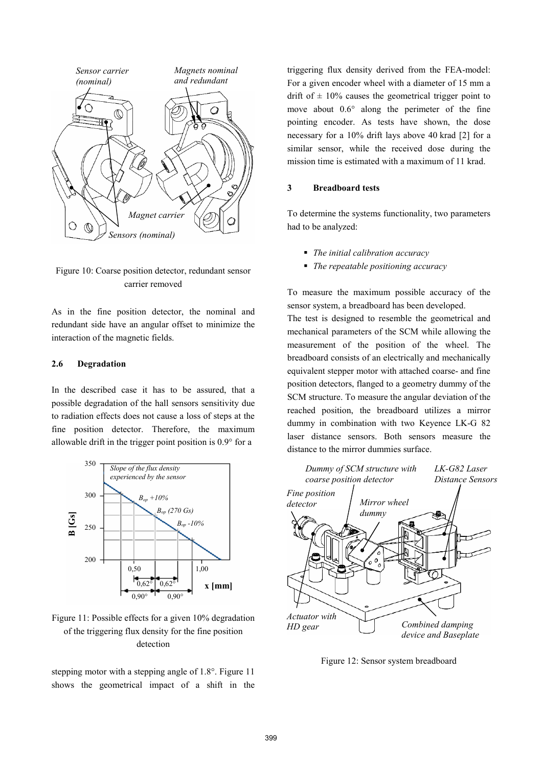Figure 10: Coarse position detector, redundant sensor carrier removed

As in the fine position detector, the nominal and redundant side have an angular offset to minimize the interaction of the magnetic fields.

## 2.6 Degradation

In the described case it has to be assured, that a possible degradation of the hall sensors sensitivity due to radiation effects does not cause a loss of steps at the fine position detector. Therefore, the maximum allowable drift in the trigger point position is 0.9° for a stepping motor with a stepping angle of 1.8°. Figure 11 shows the geometrical impact of a shift in the triggering flux density derived from the FEA-model: For a given encoder wheel with a diameter of 15 mm a drift of ± 10% causes the geometrical trigger point to move about 0.6° along the perimeter of the fine pointing encoder. As tests have shown, the dose necessary for a 10% drift lays above 40 krad [2] for a similar sensor, while the received dose during the mission time is estimated with a maximum of 11 krad.

Figure 11: Possible effects for a given 10% degradation of the triggering flux density for the fine position detection

## 3 Breadboard tests

To determine the systems functionality, two parameters had to be analyzed:

- *The initial calibration accuracy*
- *The repeatable positioning accuracy*

To measure the maximum possible accuracy of the sensor system, a breadboard has been developed.

The test is designed to resemble the geometrical and mechanical parameters of the SCM while allowing the measurement of the position of the wheel. The breadboard consists of an electrically and mechanically equivalent stepper motor with attached coarse- and fine position detectors, flanged to a geometry dummy of the SCM structure. To measure the angular deviation of the reached position, the breadboard utilizes a mirror dummy in combination with two Keyence LK-G 82 laser distance sensors. Both sensors measure the distance to the mirror dummies surface.

Figure 12: Sensor system breadboard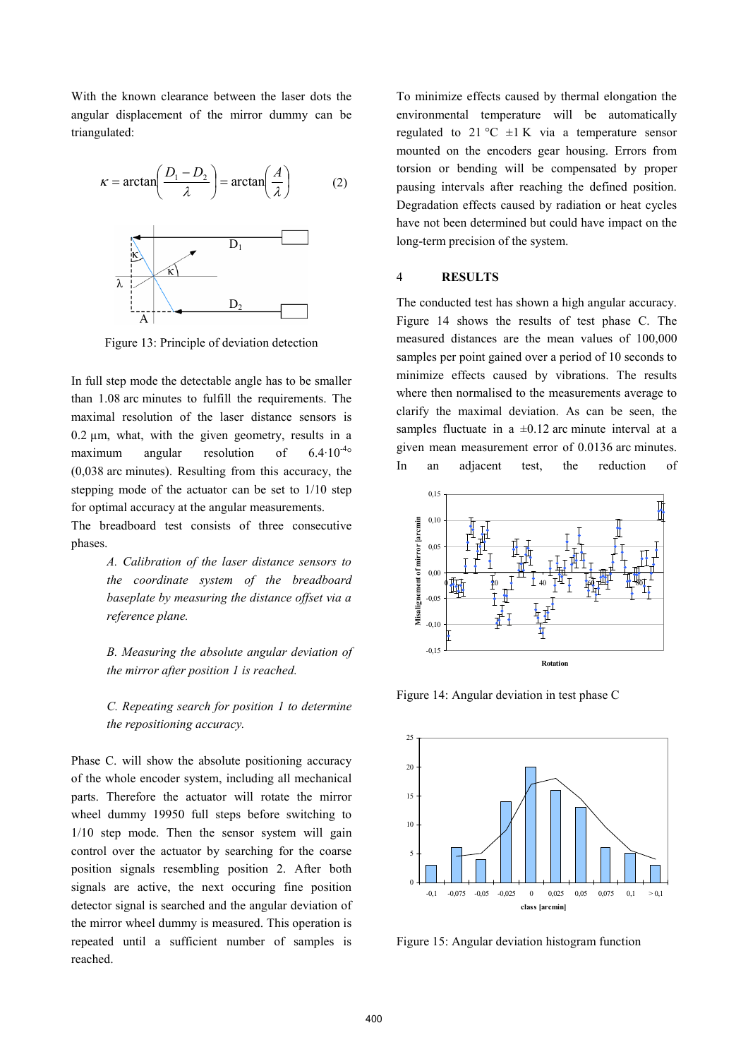With the known clearance between the laser dots the angular displacement of the mirror dummy can be triangulated:

$$\kappa = \arctan\left(\frac{D_1 - D_2}{\lambda}\right) = \arctan\left(\frac{A}{\lambda}\right) \qquad (2)$$

Figure 13: Principle of deviation detection

In full step mode the detectable angle has to be smaller than 1.08 arc minutes to fulfill the requirements. The maximal resolution of the laser distance sensors is 0.2 µm, what, with the given geometry, results in a maximum angular resolution of $6.4{\cdot}10^{-4\circ}$ (0,038 arc minutes). Resulting from this accuracy, the stepping mode of the actuator can be set to 1/10 step for optimal accuracy at the angular measurements.

The breadboard test consists of three consecutive phases.

> *A. Calibration of the laser distance sensors to the coordinate system of the breadboard baseplate by measuring the distance offset via a reference plane.*
>
> *B. Measuring the absolute angular deviation of the mirror after position 1 is reached.*
>
> *C. Repeating search for position 1 to determine the repositioning accuracy.*

Phase C. will show the absolute positioning accuracy of the whole encoder system, including all mechanical parts. Therefore the actuator will rotate the mirror wheel dummy 19950 full steps before switching to 1/10 step mode. Then the sensor system will gain control over the actuator by searching for the coarse position signals resembling position 2. After both signals are active, the next occuring fine position detector signal is searched and the angular deviation of the mirror wheel dummy is measured. This operation is repeated until a sufficient number of samples is reached.

To minimize effects caused by thermal elongation the environmental temperature will be automatically regulated to 21 °C ±1 K via a temperature sensor mounted on the encoders gear housing. Errors from torsion or bending will be compensated by proper pausing intervals after reaching the defined position. Degradation effects caused by radiation or heat cycles have not been determined but could have impact on the long-term precision of the system.

## 4 RESULTS

The conducted test has shown a high angular accuracy. Figure 14 shows the results of test phase C. The measured distances are the mean values of 100,000 samples per point gained over a period of 10 seconds to minimize effects caused by vibrations. The results where then normalised to the measurements average to clarify the maximal deviation. As can be seen, the samples fluctuate in a ±0.12 arc minute interval at a given mean measurement error of 0.0136 arc minutes. In an adjacent test, the reduction of

Figure 14: Angular deviation in test phase C

Figure 15: Angular deviation histogram function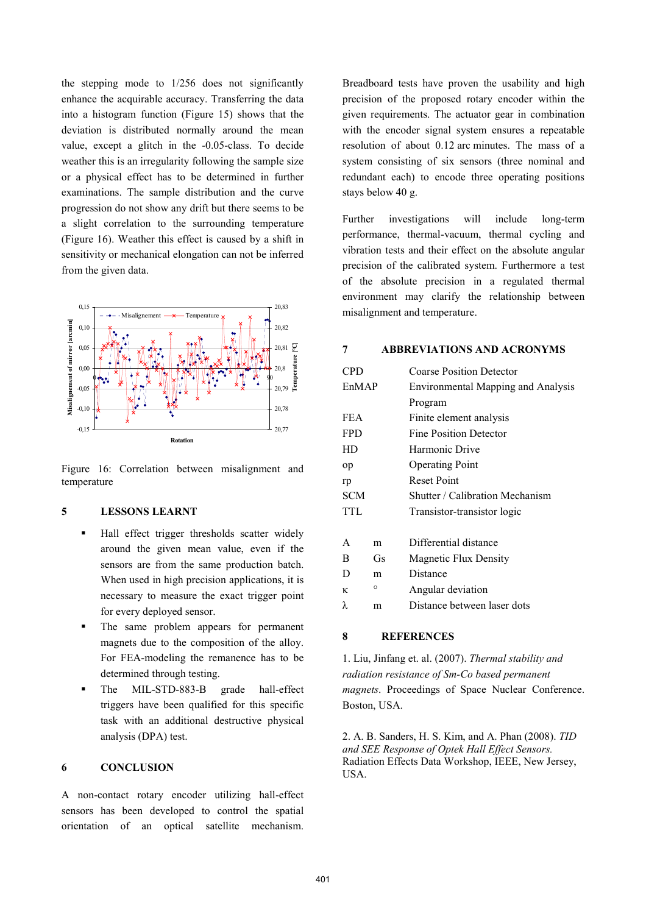the stepping mode to 1/256 does not significantly enhance the acquirable accuracy. Transferring the data into a histogram function (Figure 15) shows that the deviation is distributed normally around the mean value, except a glitch in the -0.05-class. To decide weather this is an irregularity following the sample size or a physical effect has to be determined in further examinations. The sample distribution and the curve progression do not show any drift but there seems to be a slight correlation to the surrounding temperature (Figure 16). Weather this effect is caused by a shift in sensitivity or mechanical elongation can not be inferred from the given data.

Misalignment
Temperature
Misalignement of mirror [arcmin]
Temperature [°C]
Rotation
0,15
0,10
0,05
0,00
-0,05
-0,10
-0,15
0
90
20,83
20,82
20,81
20,8
20,79
20,78
20,77

Figure 16: Correlation between misalignment and temperature

## 5 LESSONS LEARNT

- Hall effect trigger thresholds scatter widely around the given mean value, even if the sensors are from the same production batch. When used in high precision applications, it is necessary to measure the exact trigger point for every deployed sensor.
- The same problem appears for permanent magnets due to the composition of the alloy. For FEA-modeling the remanence has to be determined through testing.
- The MIL-STD-883-B grade hall-effect triggers have been qualified for this specific task with an additional destructive physical analysis (DPA) test.

## 6 CONCLUSION

A non-contact rotary encoder utilizing hall-effect sensors has been developed to control the spatial orientation of an optical satellite mechanism. Breadboard tests have proven the usability and high precision of the proposed rotary encoder within the given requirements. The actuator gear in combination with the encoder signal system ensures a repeatable resolution of about 0.12 arc minutes. The mass of a system consisting of six sensors (three nominal and redundant each) to encode three operating positions stays below 40 g.

Further investigations will include long-term performance, thermal-vacuum, thermal cycling and vibration tests and their effect on the absolute angular precision of the calibrated system. Furthermore a test of the absolute precision in a regulated thermal environment may clarify the relationship between misalignment and temperature.

## 7 ABBREVIATIONS AND ACRONYMS

| | |
|---|---|
| CPD | Coarse Position Detector |
| EnMAP | Environmental Mapping and Analysis Program |
| FEA | Finite element analysis |
| FPD | Fine Position Detector |
| HD | Harmonic Drive |
| op | Operating Point |
| rp | Reset Point |
| SCM | Shutter / Calibration Mechanism |
| TTL | Transistor-transistor logic |

| | | |
|---|---|---|
| A | m | Differential distance |
| B | Gs | Magnetic Flux Density |
| D | m | Distance |
| κ | ° | Angular deviation |
| λ | m | Distance between laser dots |

## 8 REFERENCES

1. Liu, Jinfang et. al. (2007). *Thermal stability and radiation resistance of Sm-Co based permanent magnets*. Proceedings of Space Nuclear Conference. Boston, USA.

2. A. B. Sanders, H. S. Kim, and A. Phan (2008). *TID and SEE Response of Optek Hall Effect Sensors.* Radiation Effects Data Workshop, IEEE, New Jersey, USA.